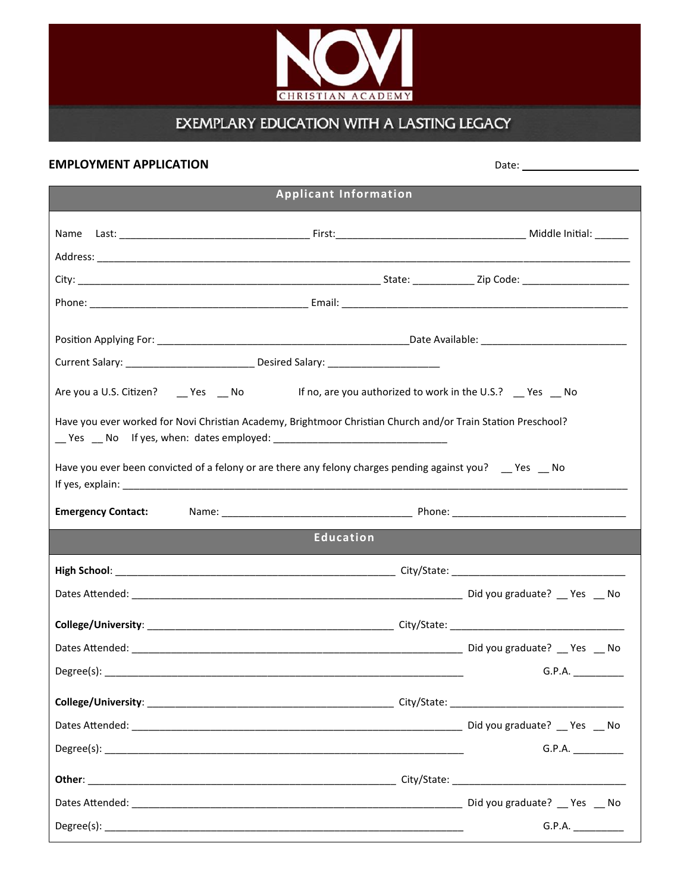NOVI
CHRISTIAN ACADEMY

EXEMPLARY EDUCATION WITH A LASTING LEGACY

**EMPLOYMENT APPLICATION**

Date: ____________________

## Applicant Information

Name Last: ________________________________ First:________________________________ Middle Initial: ______

Address: ________________________________________________________________________________________

City: ___________________________________________________ State: ___________ Zip Code: ___________________

Phone: _____________________________________ Email: ________________________________________________

Position Applying For: ____________________________________________Date Available: ________________________

Current Salary: ______________________ Desired Salary: ____________________

Are you a U.S. Citizen? __ Yes __ No If no, are you authorized to work in the U.S.? __ Yes __ No

Have you ever worked for Novi Christian Academy, Brightmoor Christian Church and/or Train Station Preschool?
__ Yes __ No If yes, when: dates employed: ______________________________

Have you ever been convicted of a felony or are there any felony charges pending against you? __ Yes __ No
If yes, explain: ____________________________________________________________________________________

**Emergency Contact:** Name: ________________________________ Phone: ______________________________

## Education

**High School**: ________________________________________________ City/State: ______________________________

Dates Attended: ________________________________________________________ Did you graduate? __ Yes __ No

**College/University**: __________________________________________ City/State: ______________________________

Dates Attended: ________________________________________________________ Did you graduate? __ Yes __ No

Degree(s): _____________________________________________________________ G.P.A. _________

**College/University**: __________________________________________ City/State: ______________________________

Dates Attended: ________________________________________________________ Did you graduate? __ Yes __ No

Degree(s): _____________________________________________________________ G.P.A. _________

**Other**: _______________________________________________________ City/State: ______________________________

Dates Attended: ________________________________________________________ Did you graduate? __ Yes __ No

Degree(s): _____________________________________________________________ G.P.A. _________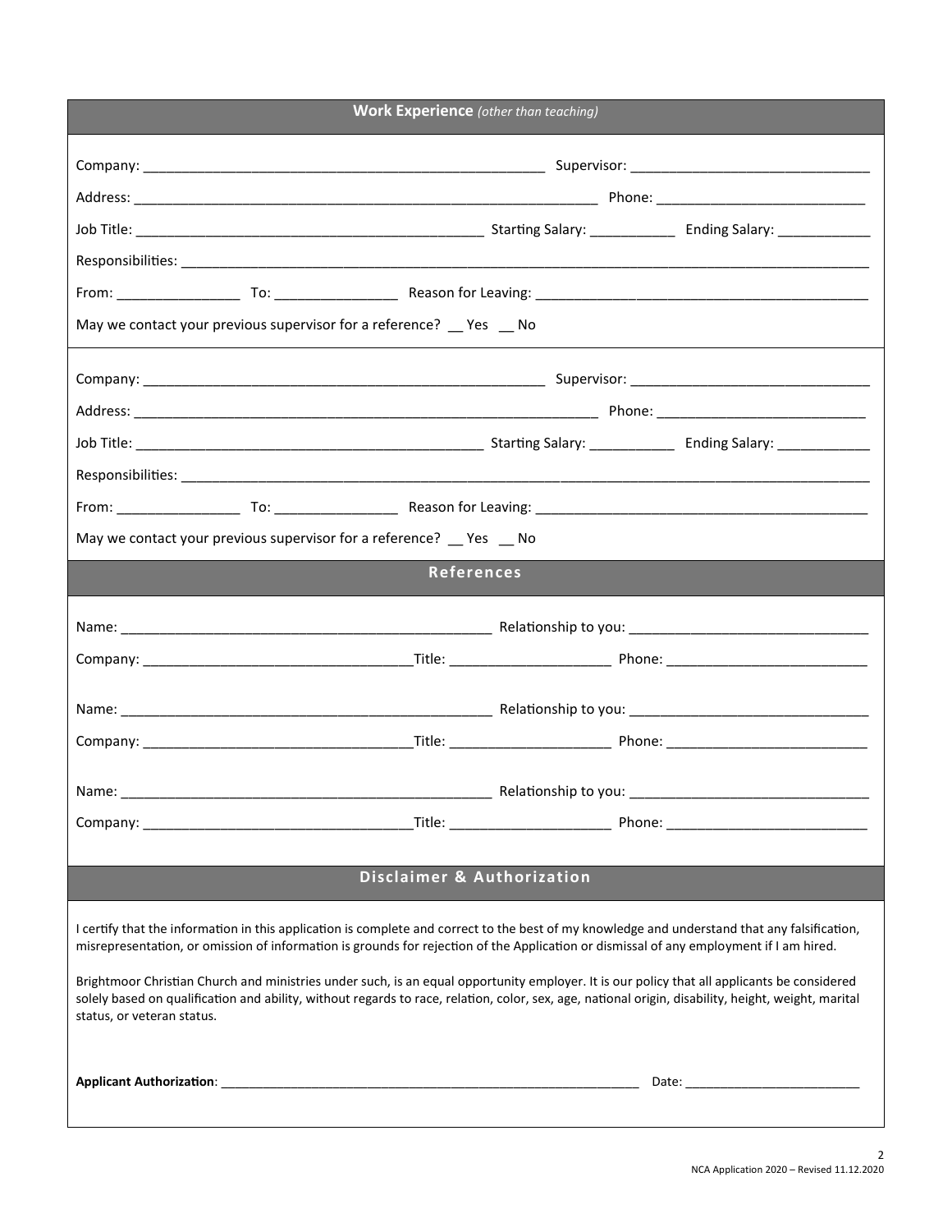## **Work Experience** *(other than teaching)*

Company: ________________________________________________ Supervisor: ______________________________

Address: ______________________________________________________ Phone: __________________________

Job Title: _________________________________________ Starting Salary: ___________ Ending Salary: ____________

Responsibilities: ________________________________________________________________________________________

From: ________________ To: ________________ Reason for Leaving: ____________________________________________

May we contact your previous supervisor for a reference? __ Yes __ No

---

Company: ________________________________________________ Supervisor: ______________________________

Address: ______________________________________________________ Phone: __________________________

Job Title: _________________________________________ Starting Salary: ___________ Ending Salary: ____________

Responsibilities: ________________________________________________________________________________________

From: ________________ To: ________________ Reason for Leaving: ____________________________________________

May we contact your previous supervisor for a reference? __ Yes __ No

## References

Name: ________________________________________________ Relationship to you: ______________________________

Company: __________________________________Title: ____________________ Phone: __________________________

Name: ________________________________________________ Relationship to you: ______________________________

Company: __________________________________Title: ____________________ Phone: __________________________

Name: ________________________________________________ Relationship to you: ______________________________

Company: __________________________________Title: ____________________ Phone: __________________________

## Disclaimer & Authorization

I certify that the information in this application is complete and correct to the best of my knowledge and understand that any falsification, misrepresentation, or omission of information is grounds for rejection of the Application or dismissal of any employment if I am hired.

Brightmoor Christian Church and ministries under such, is an equal opportunity employer. It is our policy that all applicants be considered solely based on qualification and ability, without regards to race, relation, color, sex, age, national origin, disability, height, weight, marital status, or veteran status.

**Applicant Authorization**: ____________________________________________________________ Date: ________________________

NCA Application 2020 – Revised 11.12.2020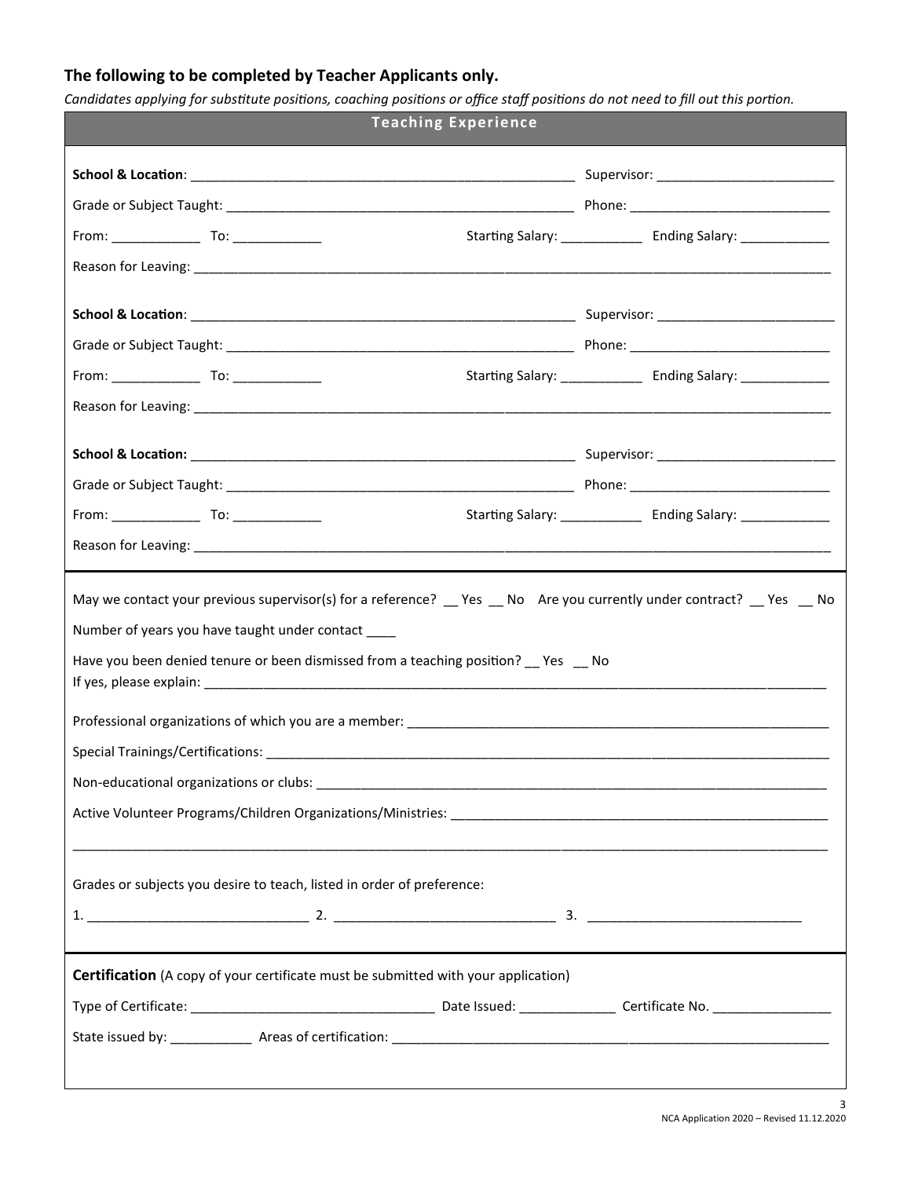### The following to be completed by Teacher Applicants only.

*Candidates applying for substitute positions, coaching positions or office staff positions do not need to fill out this portion.*

## Teaching Experience

**School & Location**: ____________________________________________________ Supervisor: ________________________

Grade or Subject Taught: ________________________________________________ Phone: ___________________________

From: ____________ To: ____________ Starting Salary: ___________ Ending Salary: ____________

Reason for Leaving: ___________________________________________________________________________________________

**School & Location**: ____________________________________________________ Supervisor: ________________________

Grade or Subject Taught: ________________________________________________ Phone: ___________________________

From: ____________ To: ____________ Starting Salary: ___________ Ending Salary: ____________

Reason for Leaving: ___________________________________________________________________________________________

**School & Location:** ____________________________________________________ Supervisor: ________________________

Grade or Subject Taught: ________________________________________________ Phone: ___________________________

From: ____________ To: ____________ Starting Salary: ___________ Ending Salary: ____________

Reason for Leaving: ___________________________________________________________________________________________

May we contact your previous supervisor(s) for a reference? __ Yes __ No Are you currently under contract? __ Yes __ No

Number of years you have taught under contact ____

Have you been denied tenure or been dismissed from a teaching position? __ Yes __ No

If yes, please explain: ________________________________________________________________________________________

Professional organizations of which you are a member: __________________________________________________________

Special Trainings/Certifications: ________________________________________________________________________________

Non-educational organizations or clubs: __________________________________________________________________________

Active Volunteer Programs/Children Organizations/Ministries: _____________________________________________________

_____________________________________________________________________________________________________________

Grades or subjects you desire to teach, listed in order of preference:

1. ______________________________ 2. ______________________________ 3. ____________________________

**Certification** (A copy of your certificate must be submitted with your application)

Type of Certificate: ________________________________ Date Issued: _____________ Certificate No. ________________

State issued by: ___________ Areas of certification: _____________________________________________________________

NCA Application 2020 – Revised 11.12.2020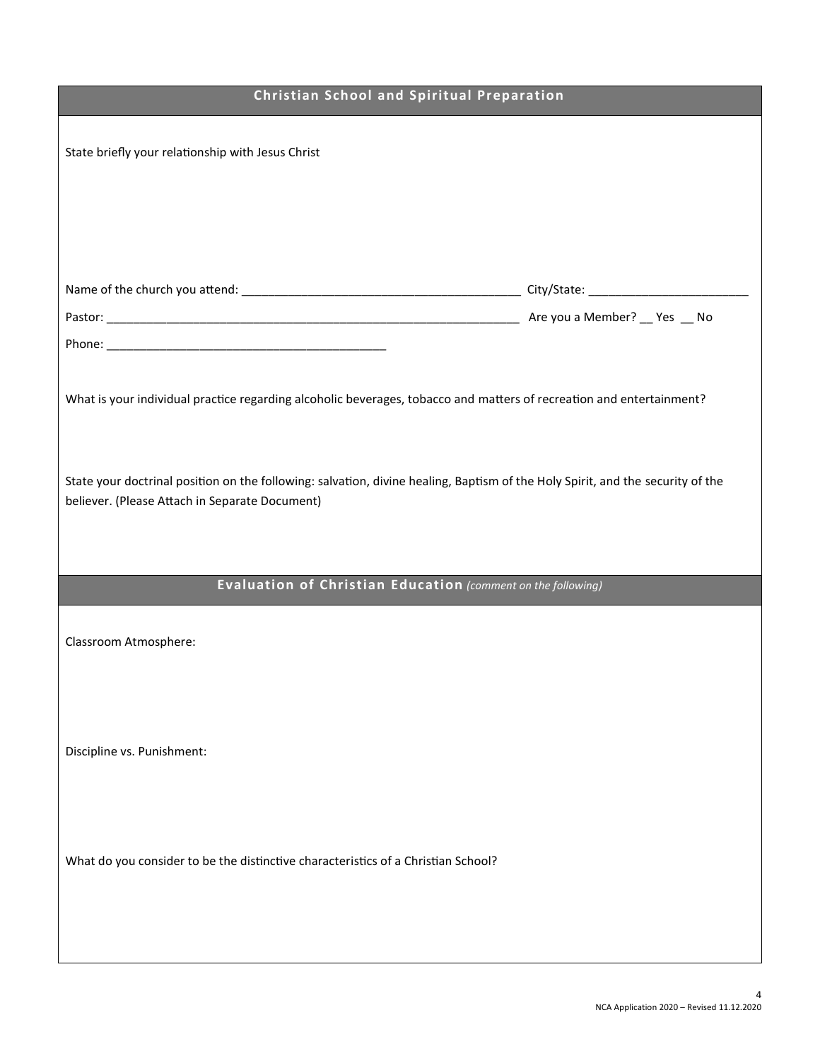## Christian School and Spiritual Preparation

State briefly your relationship with Jesus Christ

Name of the church you attend: ________________________________________ City/State: _______________________

Pastor: _____________________________________________________________ Are you a Member? __ Yes __ No

Phone: ________________________________________

What is your individual practice regarding alcoholic beverages, tobacco and matters of recreation and entertainment?

State your doctrinal position on the following: salvation, divine healing, Baptism of the Holy Spirit, and the security of the believer. (Please Attach in Separate Document)

## Evaluation of Christian Education *(comment on the following)*

Classroom Atmosphere:

Discipline vs. Punishment:

What do you consider to be the distinctive characteristics of a Christian School?